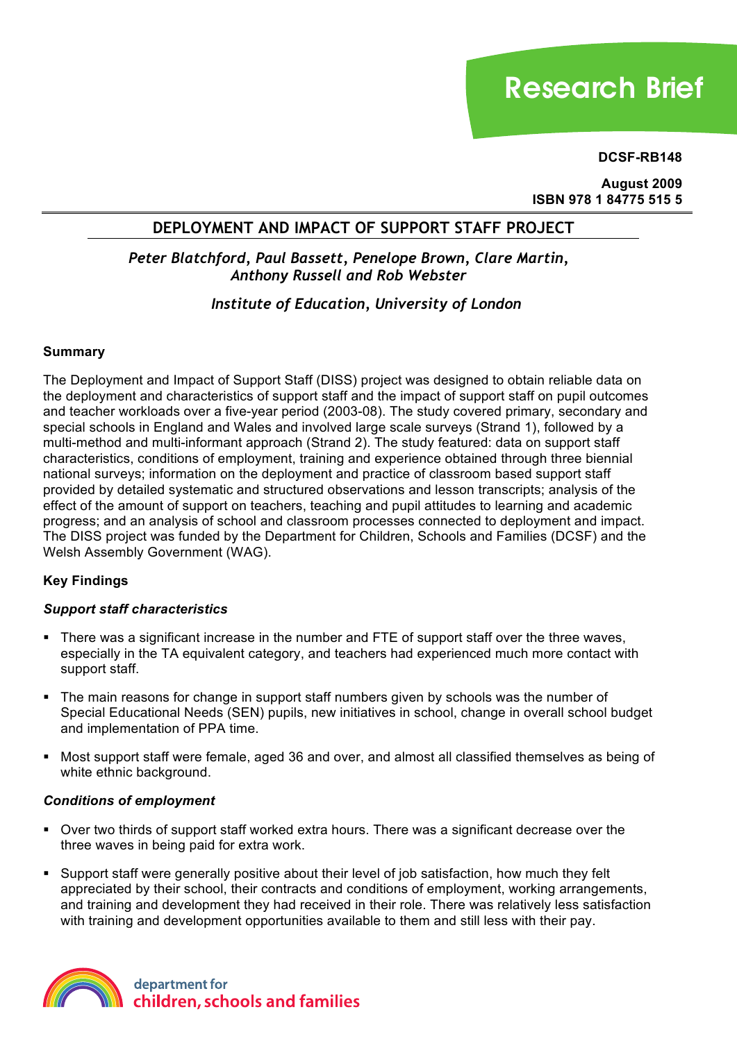Research Brief

**DCSF-RB148**

**August 2009**
**ISBN 978 1 84775 515 5**

# DEPLOYMENT AND IMPACT OF SUPPORT STAFF PROJECT

*Peter Blatchford, Paul Bassett, Penelope Brown, Clare Martin, Anthony Russell and Rob Webster*

*Institute of Education, University of London*

## Summary

The Deployment and Impact of Support Staff (DISS) project was designed to obtain reliable data on the deployment and characteristics of support staff and the impact of support staff on pupil outcomes and teacher workloads over a five-year period (2003-08). The study covered primary, secondary and special schools in England and Wales and involved large scale surveys (Strand 1), followed by a multi-method and multi-informant approach (Strand 2). The study featured: data on support staff characteristics, conditions of employment, training and experience obtained through three biennial national surveys; information on the deployment and practice of classroom based support staff provided by detailed systematic and structured observations and lesson transcripts; analysis of the effect of the amount of support on teachers, teaching and pupil attitudes to learning and academic progress; and an analysis of school and classroom processes connected to deployment and impact. The DISS project was funded by the Department for Children, Schools and Families (DCSF) and the Welsh Assembly Government (WAG).

## Key Findings

### *Support staff characteristics*

- There was a significant increase in the number and FTE of support staff over the three waves, especially in the TA equivalent category, and teachers had experienced much more contact with support staff.
- The main reasons for change in support staff numbers given by schools was the number of Special Educational Needs (SEN) pupils, new initiatives in school, change in overall school budget and implementation of PPA time.
- Most support staff were female, aged 36 and over, and almost all classified themselves as being of white ethnic background.

### *Conditions of employment*

- Over two thirds of support staff worked extra hours. There was a significant decrease over the three waves in being paid for extra work.
- Support staff were generally positive about their level of job satisfaction, how much they felt appreciated by their school, their contracts and conditions of employment, working arrangements, and training and development they had received in their role. There was relatively less satisfaction with training and development opportunities available to them and still less with their pay.

department for
children, schools and families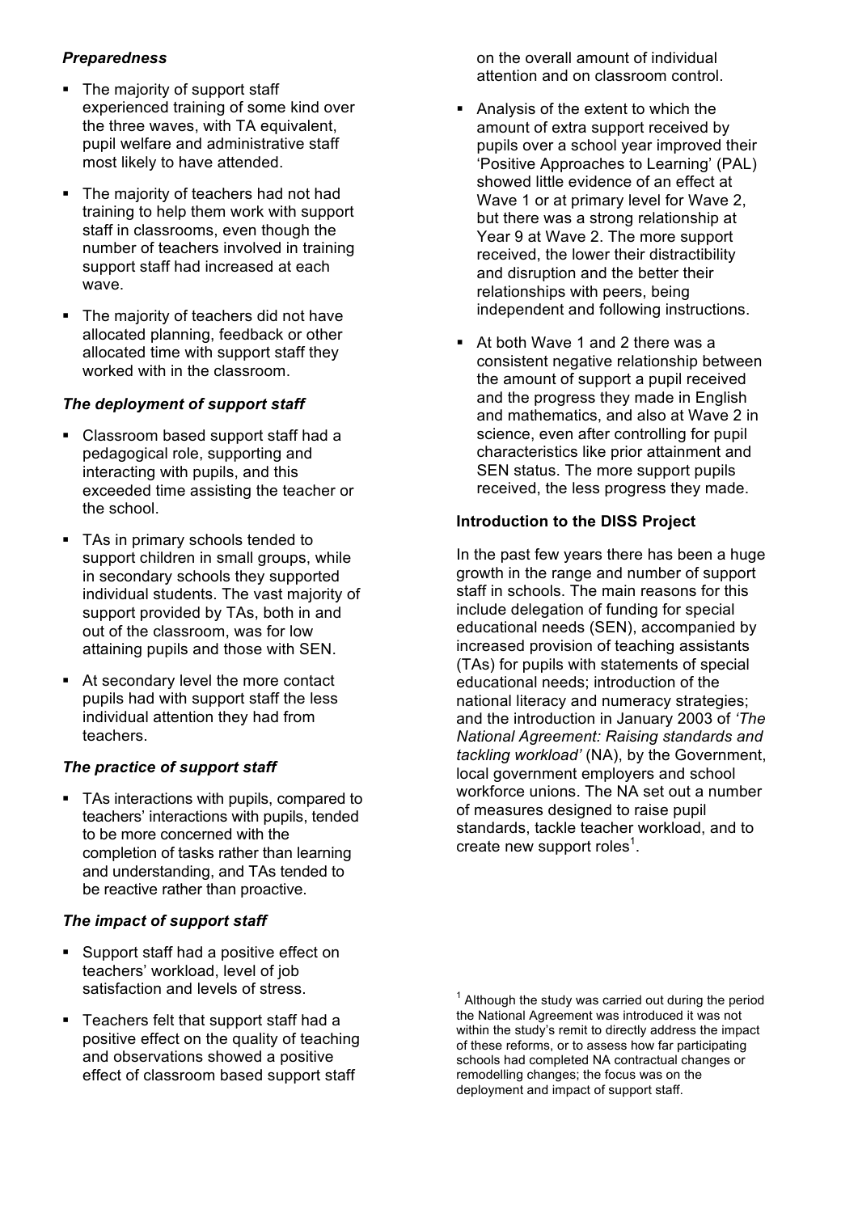### *Preparedness*

- The majority of support staff experienced training of some kind over the three waves, with TA equivalent, pupil welfare and administrative staff most likely to have attended.
- The majority of teachers had not had training to help them work with support staff in classrooms, even though the number of teachers involved in training support staff had increased at each wave.
- The majority of teachers did not have allocated planning, feedback or other allocated time with support staff they worked with in the classroom.

### *The deployment of support staff*

- Classroom based support staff had a pedagogical role, supporting and interacting with pupils, and this exceeded time assisting the teacher or the school.
- TAs in primary schools tended to support children in small groups, while in secondary schools they supported individual students. The vast majority of support provided by TAs, both in and out of the classroom, was for low attaining pupils and those with SEN.
- At secondary level the more contact pupils had with support staff the less individual attention they had from teachers.

### *The practice of support staff*

- TAs interactions with pupils, compared to teachers' interactions with pupils, tended to be more concerned with the completion of tasks rather than learning and understanding, and TAs tended to be reactive rather than proactive.

### *The impact of support staff*

- Support staff had a positive effect on teachers' workload, level of job satisfaction and levels of stress.
- Teachers felt that support staff had a positive effect on the quality of teaching and observations showed a positive effect of classroom based support staff on the overall amount of individual attention and on classroom control.
- Analysis of the extent to which the amount of extra support received by pupils over a school year improved their 'Positive Approaches to Learning' (PAL) showed little evidence of an effect at Wave 1 or at primary level for Wave 2, but there was a strong relationship at Year 9 at Wave 2. The more support received, the lower their distractibility and disruption and the better their relationships with peers, being independent and following instructions.
- At both Wave 1 and 2 there was a consistent negative relationship between the amount of support a pupil received and the progress they made in English and mathematics, and also at Wave 2 in science, even after controlling for pupil characteristics like prior attainment and SEN status. The more support pupils received, the less progress they made.

### Introduction to the DISS Project

In the past few years there has been a huge growth in the range and number of support staff in schools. The main reasons for this include delegation of funding for special educational needs (SEN), accompanied by increased provision of teaching assistants (TAs) for pupils with statements of special educational needs; introduction of the national literacy and numeracy strategies; and the introduction in January 2003 of *'The National Agreement: Raising standards and tackling workload'* (NA), by the Government, local government employers and school workforce unions. The NA set out a number of measures designed to raise pupil standards, tackle teacher workload, and to create new support roles[1].

[1] Although the study was carried out during the period the National Agreement was introduced it was not within the study's remit to directly address the impact of these reforms, or to assess how far participating schools had completed NA contractual changes or remodelling changes; the focus was on the deployment and impact of support staff.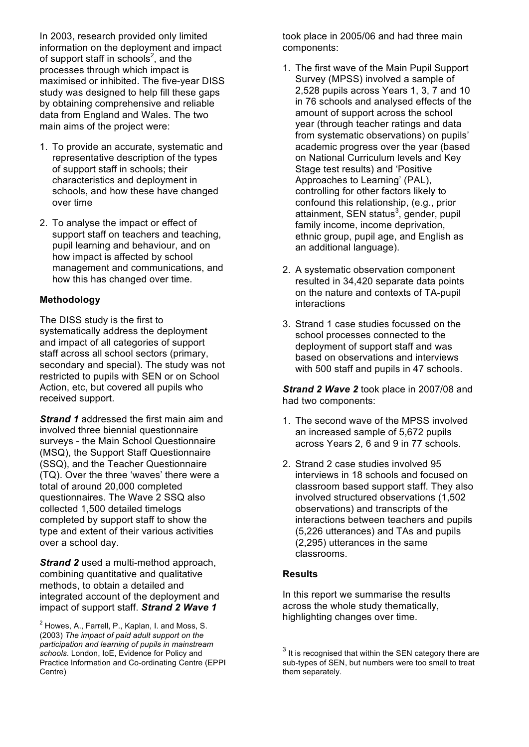In 2003, research provided only limited information on the deployment and impact of support staff in schools[2], and the processes through which impact is maximised or inhibited. The five-year DISS study was designed to help fill these gaps by obtaining comprehensive and reliable data from England and Wales. The two main aims of the project were:

1. To provide an accurate, systematic and representative description of the types of support staff in schools; their characteristics and deployment in schools, and how these have changed over time
2. To analyse the impact or effect of support staff on teachers and teaching, pupil learning and behaviour, and on how impact is affected by school management and communications, and how this has changed over time.

**Methodology**

The DISS study is the first to systematically address the deployment and impact of all categories of support staff across all school sectors (primary, secondary and special). The study was not restricted to pupils with SEN or on School Action, etc, but covered all pupils who received support.

***Strand 1*** addressed the first main aim and involved three biennial questionnaire surveys - the Main School Questionnaire (MSQ), the Support Staff Questionnaire (SSQ), and the Teacher Questionnaire (TQ). Over the three 'waves' there were a total of around 20,000 completed questionnaires. The Wave 2 SSQ also collected 1,500 detailed timelogs completed by support staff to show the type and extent of their various activities over a school day.

***Strand 2*** used a multi-method approach, combining quantitative and qualitative methods, to obtain a detailed and integrated account of the deployment and impact of support staff. ***Strand 2 Wave 1*** took place in 2005/06 and had three main components:

1. The first wave of the Main Pupil Support Survey (MPSS) involved a sample of 2,528 pupils across Years 1, 3, 7 and 10 in 76 schools and analysed effects of the amount of support across the school year (through teacher ratings and data from systematic observations) on pupils' academic progress over the year (based on National Curriculum levels and Key Stage test results) and 'Positive Approaches to Learning' (PAL), controlling for other factors likely to confound this relationship, (e.g., prior attainment, SEN status[3], gender, pupil family income, income deprivation, ethnic group, pupil age, and English as an additional language).
2. A systematic observation component resulted in 34,420 separate data points on the nature and contexts of TA-pupil interactions
3. Strand 1 case studies focussed on the school processes connected to the deployment of support staff and was based on observations and interviews with 500 staff and pupils in 47 schools.

***Strand 2 Wave 2*** took place in 2007/08 and had two components:

1. The second wave of the MPSS involved an increased sample of 5,672 pupils across Years 2, 6 and 9 in 77 schools.
2. Strand 2 case studies involved 95 interviews in 18 schools and focused on classroom based support staff. They also involved structured observations (1,502 observations) and transcripts of the interactions between teachers and pupils (5,226 utterances) and TAs and pupils (2,295) utterances in the same classrooms.

**Results**

In this report we summarise the results across the whole study thematically, highlighting changes over time.

[2] Howes, A., Farrell, P., Kaplan, I. and Moss, S. (2003) *The impact of paid adult support on the participation and learning of pupils in mainstream schools*. London, IoE, Evidence for Policy and Practice Information and Co-ordinating Centre (EPPI Centre)

[3] It is recognised that within the SEN category there are sub-types of SEN, but numbers were too small to treat them separately.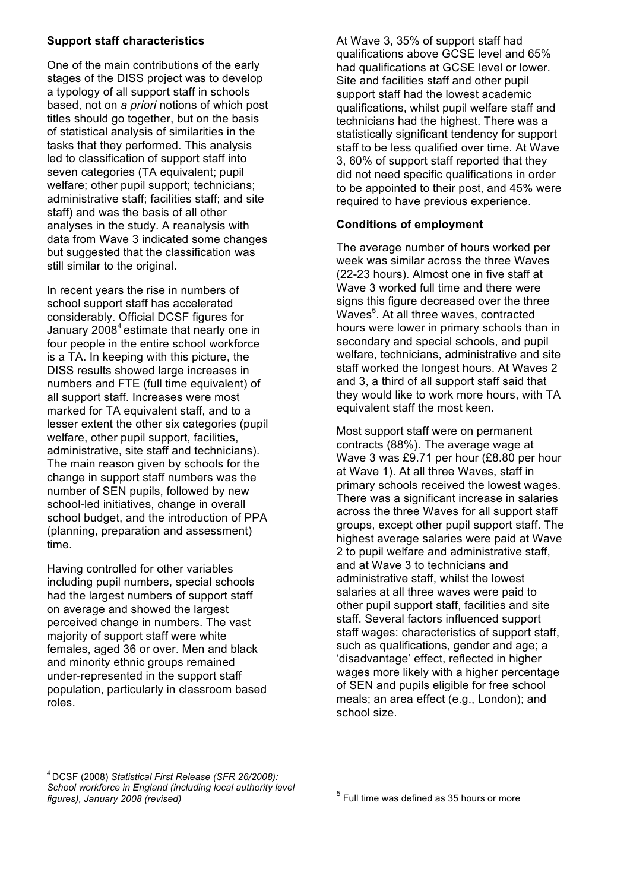## Support staff characteristics

One of the main contributions of the early stages of the DISS project was to develop a typology of all support staff in schools based, not on *a priori* notions of which post titles should go together, but on the basis of statistical analysis of similarities in the tasks that they performed. This analysis led to classification of support staff into seven categories (TA equivalent; pupil welfare; other pupil support; technicians; administrative staff; facilities staff; and site staff) and was the basis of all other analyses in the study. A reanalysis with data from Wave 3 indicated some changes but suggested that the classification was still similar to the original.

In recent years the rise in numbers of school support staff has accelerated considerably. Official DCSF figures for January 2008[4] estimate that nearly one in four people in the entire school workforce is a TA. In keeping with this picture, the DISS results showed large increases in numbers and FTE (full time equivalent) of all support staff. Increases were most marked for TA equivalent staff, and to a lesser extent the other six categories (pupil welfare, other pupil support, facilities, administrative, site staff and technicians). The main reason given by schools for the change in support staff numbers was the number of SEN pupils, followed by new school-led initiatives, change in overall school budget, and the introduction of PPA (planning, preparation and assessment) time.

Having controlled for other variables including pupil numbers, special schools had the largest numbers of support staff on average and showed the largest perceived change in numbers. The vast majority of support staff were white females, aged 36 or over. Men and black and minority ethnic groups remained under-represented in the support staff population, particularly in classroom based roles.

At Wave 3, 35% of support staff had qualifications above GCSE level and 65% had qualifications at GCSE level or lower. Site and facilities staff and other pupil support staff had the lowest academic qualifications, whilst pupil welfare staff and technicians had the highest. There was a statistically significant tendency for support staff to be less qualified over time. At Wave 3, 60% of support staff reported that they did not need specific qualifications in order to be appointed to their post, and 45% were required to have previous experience.

## Conditions of employment

The average number of hours worked per week was similar across the three Waves (22-23 hours). Almost one in five staff at Wave 3 worked full time and there were signs this figure decreased over the three Waves[5]. At all three waves, contracted hours were lower in primary schools than in secondary and special schools, and pupil welfare, technicians, administrative and site staff worked the longest hours. At Waves 2 and 3, a third of all support staff said that they would like to work more hours, with TA equivalent staff the most keen.

Most support staff were on permanent contracts (88%). The average wage at Wave 3 was £9.71 per hour (£8.80 per hour at Wave 1). At all three Waves, staff in primary schools received the lowest wages. There was a significant increase in salaries across the three Waves for all support staff groups, except other pupil support staff. The highest average salaries were paid at Wave 2 to pupil welfare and administrative staff, and at Wave 3 to technicians and administrative staff, whilst the lowest salaries at all three waves were paid to other pupil support staff, facilities and site staff. Several factors influenced support staff wages: characteristics of support staff, such as qualifications, gender and age; a 'disadvantage' effect, reflected in higher wages more likely with a higher percentage of SEN and pupils eligible for free school meals; an area effect (e.g., London); and school size.

---

[4] DCSF (2008) *Statistical First Release (SFR 26/2008): School workforce in England (including local authority level figures), January 2008 (revised)*

[5] Full time was defined as 35 hours or more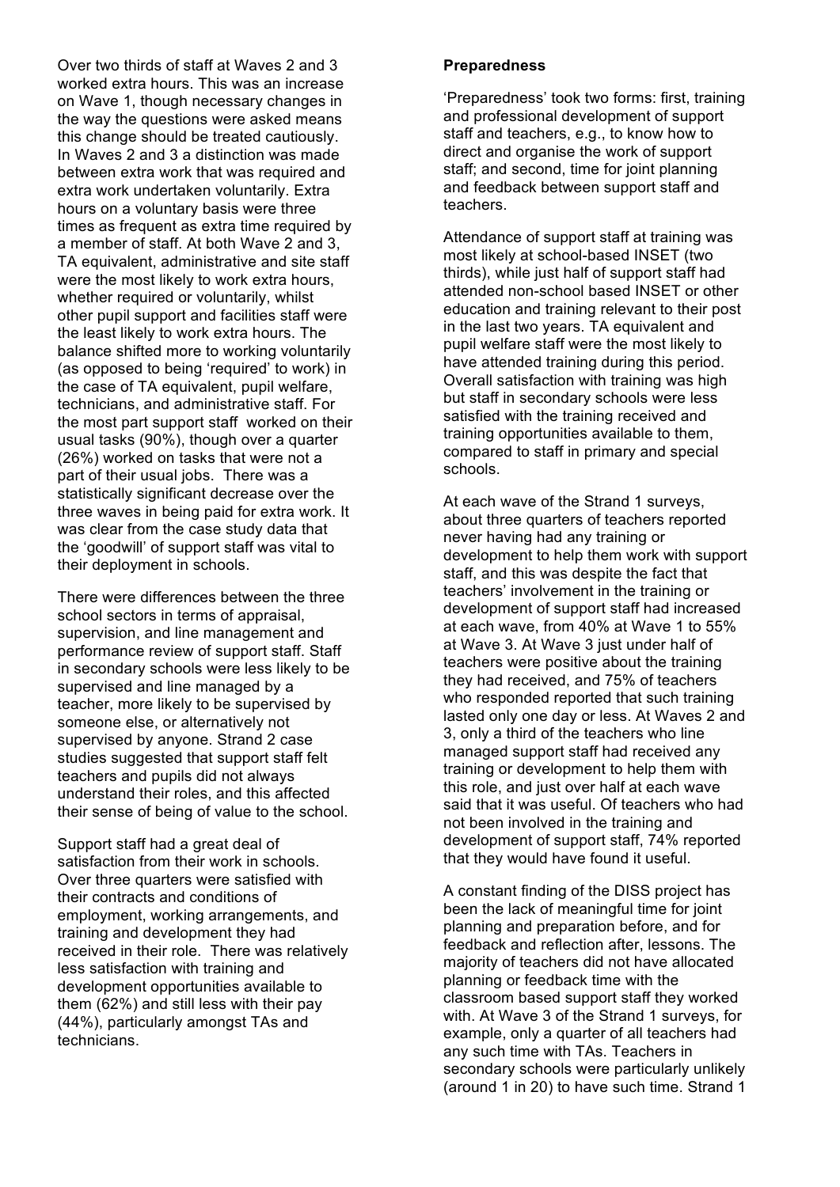Over two thirds of staff at Waves 2 and 3 worked extra hours. This was an increase on Wave 1, though necessary changes in the way the questions were asked means this change should be treated cautiously. In Waves 2 and 3 a distinction was made between extra work that was required and extra work undertaken voluntarily. Extra hours on a voluntary basis were three times as frequent as extra time required by a member of staff. At both Wave 2 and 3, TA equivalent, administrative and site staff were the most likely to work extra hours, whether required or voluntarily, whilst other pupil support and facilities staff were the least likely to work extra hours. The balance shifted more to working voluntarily (as opposed to being 'required' to work) in the case of TA equivalent, pupil welfare, technicians, and administrative staff. For the most part support staff worked on their usual tasks (90%), though over a quarter (26%) worked on tasks that were not a part of their usual jobs. There was a statistically significant decrease over the three waves in being paid for extra work. It was clear from the case study data that the 'goodwill' of support staff was vital to their deployment in schools.

There were differences between the three school sectors in terms of appraisal, supervision, and line management and performance review of support staff. Staff in secondary schools were less likely to be supervised and line managed by a teacher, more likely to be supervised by someone else, or alternatively not supervised by anyone. Strand 2 case studies suggested that support staff felt teachers and pupils did not always understand their roles, and this affected their sense of being of value to the school.

Support staff had a great deal of satisfaction from their work in schools. Over three quarters were satisfied with their contracts and conditions of employment, working arrangements, and training and development they had received in their role. There was relatively less satisfaction with training and development opportunities available to them (62%) and still less with their pay (44%), particularly amongst TAs and technicians.

**Preparedness**

'Preparedness' took two forms: first, training and professional development of support staff and teachers, e.g., to know how to direct and organise the work of support staff; and second, time for joint planning and feedback between support staff and teachers.

Attendance of support staff at training was most likely at school-based INSET (two thirds), while just half of support staff had attended non-school based INSET or other education and training relevant to their post in the last two years. TA equivalent and pupil welfare staff were the most likely to have attended training during this period. Overall satisfaction with training was high but staff in secondary schools were less satisfied with the training received and training opportunities available to them, compared to staff in primary and special schools.

At each wave of the Strand 1 surveys, about three quarters of teachers reported never having had any training or development to help them work with support staff, and this was despite the fact that teachers' involvement in the training or development of support staff had increased at each wave, from 40% at Wave 1 to 55% at Wave 3. At Wave 3 just under half of teachers were positive about the training they had received, and 75% of teachers who responded reported that such training lasted only one day or less. At Waves 2 and 3, only a third of the teachers who line managed support staff had received any training or development to help them with this role, and just over half at each wave said that it was useful. Of teachers who had not been involved in the training and development of support staff, 74% reported that they would have found it useful.

A constant finding of the DISS project has been the lack of meaningful time for joint planning and preparation before, and for feedback and reflection after, lessons. The majority of teachers did not have allocated planning or feedback time with the classroom based support staff they worked with. At Wave 3 of the Strand 1 surveys, for example, only a quarter of all teachers had any such time with TAs. Teachers in secondary schools were particularly unlikely (around 1 in 20) to have such time. Strand 1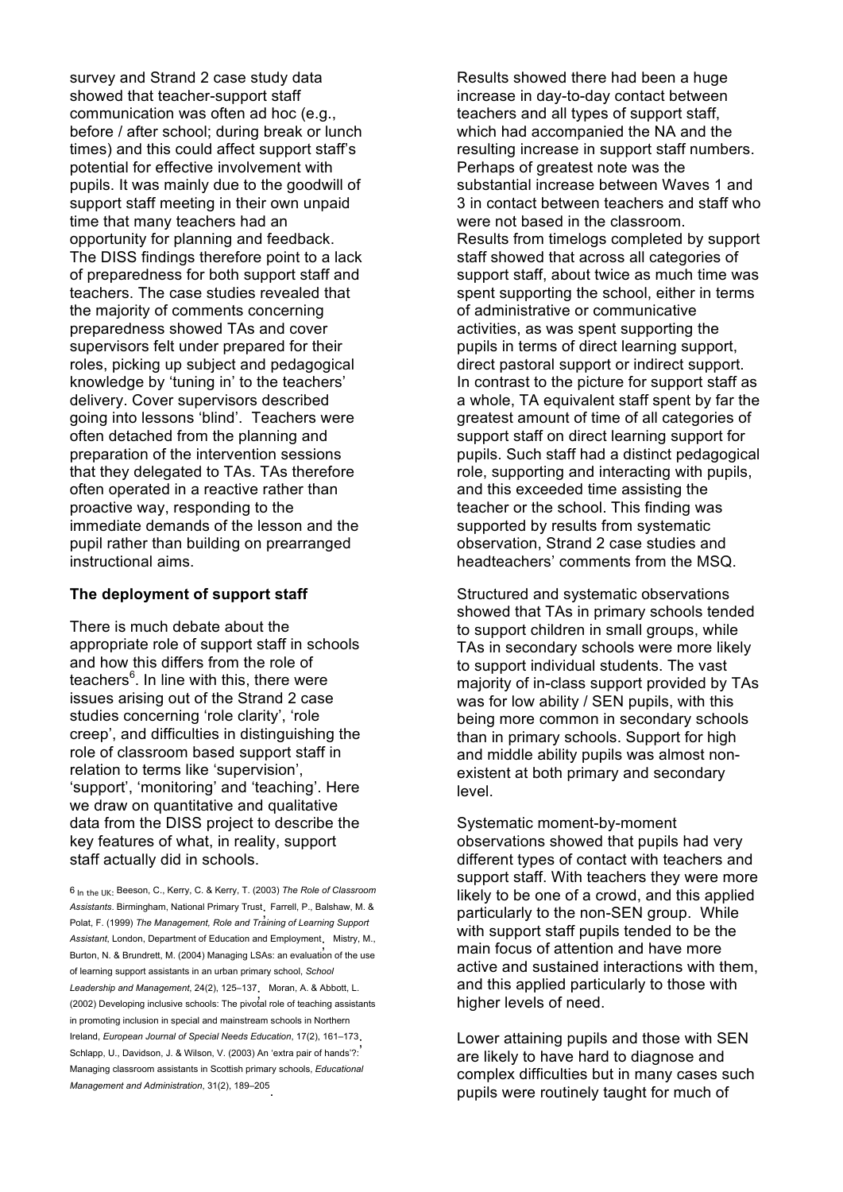survey and Strand 2 case study data showed that teacher-support staff communication was often ad hoc (e.g., before / after school; during break or lunch times) and this could affect support staff's potential for effective involvement with pupils. It was mainly due to the goodwill of support staff meeting in their own unpaid time that many teachers had an opportunity for planning and feedback. The DISS findings therefore point to a lack of preparedness for both support staff and teachers. The case studies revealed that the majority of comments concerning preparedness showed TAs and cover supervisors felt under prepared for their roles, picking up subject and pedagogical knowledge by 'tuning in' to the teachers' delivery. Cover supervisors described going into lessons 'blind'. Teachers were often detached from the planning and preparation of the intervention sessions that they delegated to TAs. TAs therefore often operated in a reactive rather than proactive way, responding to the immediate demands of the lesson and the pupil rather than building on prearranged instructional aims.

**The deployment of support staff**

There is much debate about the appropriate role of support staff in schools and how this differs from the role of teachers[6]. In line with this, there were issues arising out of the Strand 2 case studies concerning 'role clarity', 'role creep', and difficulties in distinguishing the role of classroom based support staff in relation to terms like 'supervision', 'support', 'monitoring' and 'teaching'. Here we draw on quantitative and qualitative data from the DISS project to describe the key features of what, in reality, support staff actually did in schools.

6 In the UK: Beeson, C., Kerry, C. & Kerry, T. (2003) *The Role of Classroom Assistants*. Birmingham, National Primary Trust. Farrell, P., Balshaw, M. & Polat, F. (1999) *The Management, Role and Training of Learning Support Assistant*, London, Department of Education and Employment. Mistry, M., Burton, N. & Brundrett, M. (2004) Managing LSAs: an evaluation of the use of learning support assistants in an urban primary school, *School Leadership and Management*, 24(2), 125–137. Moran, A. & Abbott, L. (2002) Developing inclusive schools: The pivotal role of teaching assistants in promoting inclusion in special and mainstream schools in Northern Ireland, *European Journal of Special Needs Education*, 17(2), 161–173. Schlapp, U., Davidson, J. & Wilson, V. (2003) An 'extra pair of hands'?: Managing classroom assistants in Scottish primary schools, *Educational Management and Administration*, 31(2), 189–205.

Results showed there had been a huge increase in day-to-day contact between teachers and all types of support staff, which had accompanied the NA and the resulting increase in support staff numbers. Perhaps of greatest note was the substantial increase between Waves 1 and 3 in contact between teachers and staff who were not based in the classroom.
Results from timelogs completed by support staff showed that across all categories of support staff, about twice as much time was spent supporting the school, either in terms of administrative or communicative activities, as was spent supporting the pupils in terms of direct learning support, direct pastoral support or indirect support. In contrast to the picture for support staff as a whole, TA equivalent staff spent by far the greatest amount of time of all categories of support staff on direct learning support for pupils. Such staff had a distinct pedagogical role, supporting and interacting with pupils, and this exceeded time assisting the teacher or the school. This finding was supported by results from systematic observation, Strand 2 case studies and headteachers' comments from the MSQ.

Structured and systematic observations showed that TAs in primary schools tended to support children in small groups, while TAs in secondary schools were more likely to support individual students. The vast majority of in-class support provided by TAs was for low ability / SEN pupils, with this being more common in secondary schools than in primary schools. Support for high and middle ability pupils was almost non-existent at both primary and secondary level.

Systematic moment-by-moment observations showed that pupils had very different types of contact with teachers and support staff. With teachers they were more likely to be one of a crowd, and this applied particularly to the non-SEN group. While with support staff pupils tended to be the main focus of attention and have more active and sustained interactions with them, and this applied particularly to those with higher levels of need.

Lower attaining pupils and those with SEN are likely to have hard to diagnose and complex difficulties but in many cases such pupils were routinely taught for much of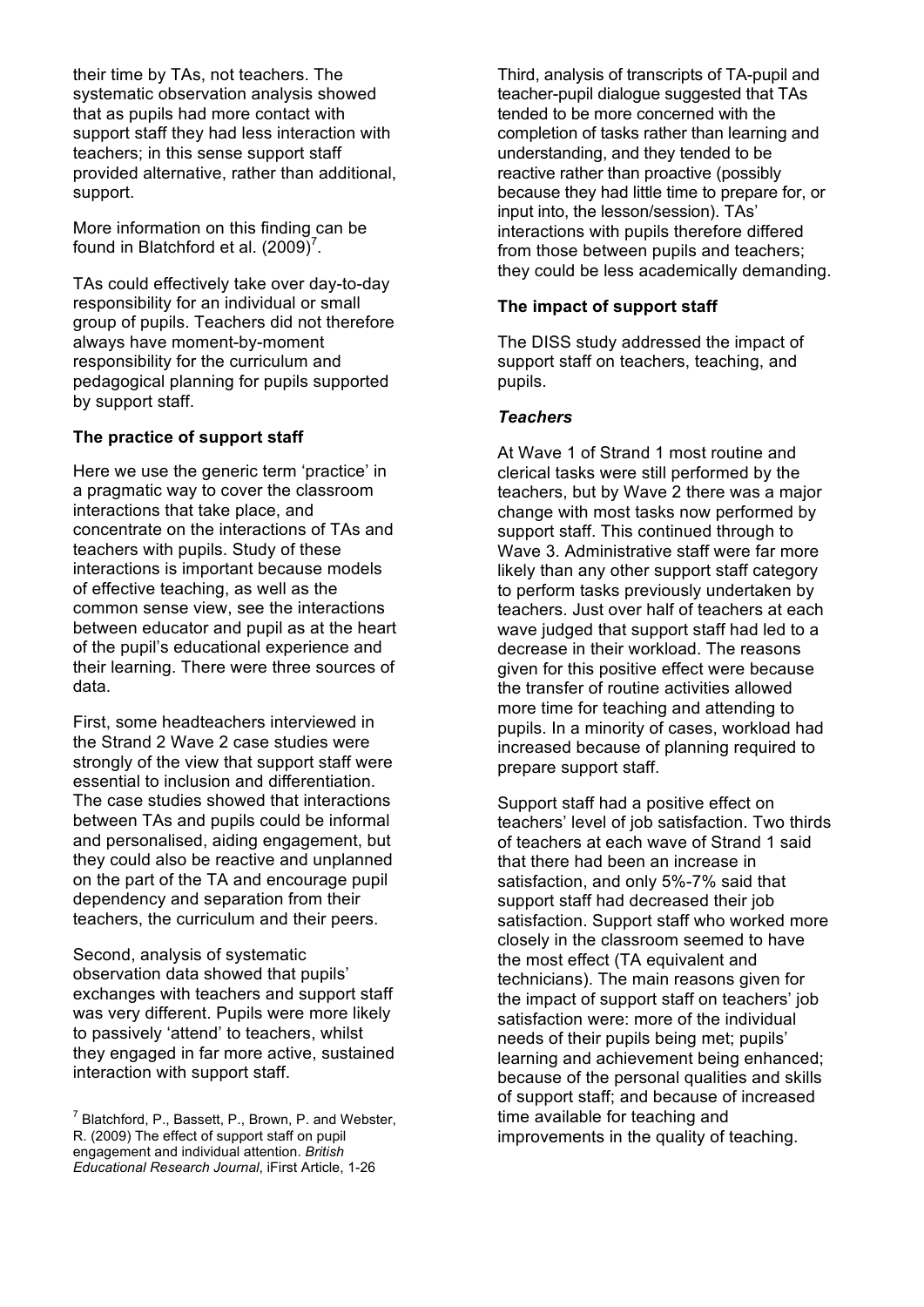their time by TAs, not teachers. The systematic observation analysis showed that as pupils had more contact with support staff they had less interaction with teachers; in this sense support staff provided alternative, rather than additional, support.

More information on this finding can be found in Blatchford et al. (2009)[7].

TAs could effectively take over day-to-day responsibility for an individual or small group of pupils. Teachers did not therefore always have moment-by-moment responsibility for the curriculum and pedagogical planning for pupils supported by support staff.

**The practice of support staff**

Here we use the generic term 'practice' in a pragmatic way to cover the classroom interactions that take place, and concentrate on the interactions of TAs and teachers with pupils. Study of these interactions is important because models of effective teaching, as well as the common sense view, see the interactions between educator and pupil as at the heart of the pupil's educational experience and their learning. There were three sources of data.

First, some headteachers interviewed in the Strand 2 Wave 2 case studies were strongly of the view that support staff were essential to inclusion and differentiation. The case studies showed that interactions between TAs and pupils could be informal and personalised, aiding engagement, but they could also be reactive and unplanned on the part of the TA and encourage pupil dependency and separation from their teachers, the curriculum and their peers.

Second, analysis of systematic observation data showed that pupils' exchanges with teachers and support staff was very different. Pupils were more likely to passively 'attend' to teachers, whilst they engaged in far more active, sustained interaction with support staff.

[7] Blatchford, P., Bassett, P., Brown, P. and Webster, R. (2009) The effect of support staff on pupil engagement and individual attention. *British Educational Research Journal*, iFirst Article, 1-26

Third, analysis of transcripts of TA-pupil and teacher-pupil dialogue suggested that TAs tended to be more concerned with the completion of tasks rather than learning and understanding, and they tended to be reactive rather than proactive (possibly because they had little time to prepare for, or input into, the lesson/session). TAs' interactions with pupils therefore differed from those between pupils and teachers; they could be less academically demanding.

**The impact of support staff**

The DISS study addressed the impact of support staff on teachers, teaching, and pupils.

***Teachers***

At Wave 1 of Strand 1 most routine and clerical tasks were still performed by the teachers, but by Wave 2 there was a major change with most tasks now performed by support staff. This continued through to Wave 3. Administrative staff were far more likely than any other support staff category to perform tasks previously undertaken by teachers. Just over half of teachers at each wave judged that support staff had led to a decrease in their workload. The reasons given for this positive effect were because the transfer of routine activities allowed more time for teaching and attending to pupils. In a minority of cases, workload had increased because of planning required to prepare support staff.

Support staff had a positive effect on teachers' level of job satisfaction. Two thirds of teachers at each wave of Strand 1 said that there had been an increase in satisfaction, and only 5%-7% said that support staff had decreased their job satisfaction. Support staff who worked more closely in the classroom seemed to have the most effect (TA equivalent and technicians). The main reasons given for the impact of support staff on teachers' job satisfaction were: more of the individual needs of their pupils being met; pupils' learning and achievement being enhanced; because of the personal qualities and skills of support staff; and because of increased time available for teaching and improvements in the quality of teaching.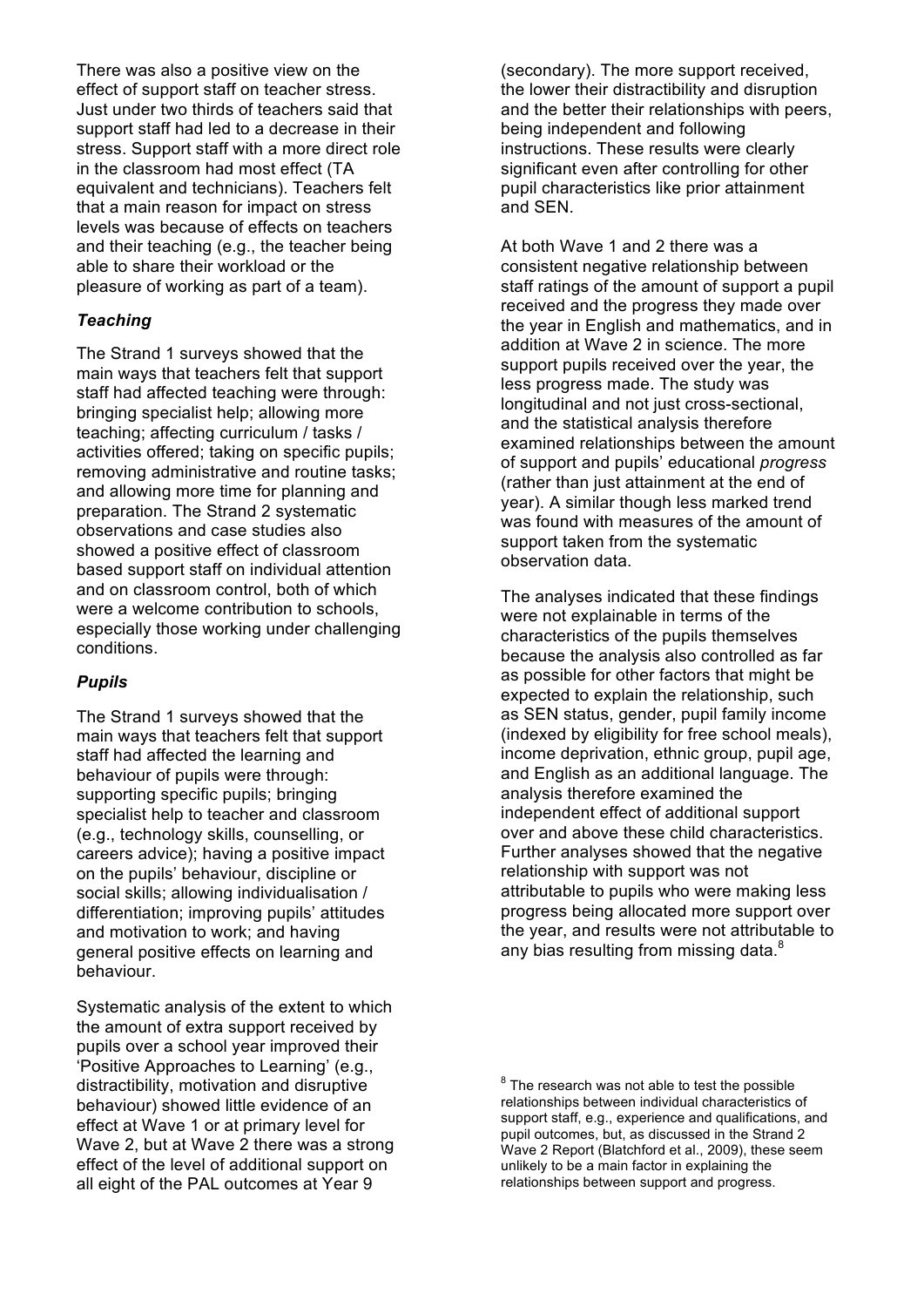There was also a positive view on the effect of support staff on teacher stress. Just under two thirds of teachers said that support staff had led to a decrease in their stress. Support staff with a more direct role in the classroom had most effect (TA equivalent and technicians). Teachers felt that a main reason for impact on stress levels was because of effects on teachers and their teaching (e.g., the teacher being able to share their workload or the pleasure of working as part of a team).

### *Teaching*

The Strand 1 surveys showed that the main ways that teachers felt that support staff had affected teaching were through: bringing specialist help; allowing more teaching; affecting curriculum / tasks / activities offered; taking on specific pupils; removing administrative and routine tasks; and allowing more time for planning and preparation. The Strand 2 systematic observations and case studies also showed a positive effect of classroom based support staff on individual attention and on classroom control, both of which were a welcome contribution to schools, especially those working under challenging conditions.

### *Pupils*

The Strand 1 surveys showed that the main ways that teachers felt that support staff had affected the learning and behaviour of pupils were through: supporting specific pupils; bringing specialist help to teacher and classroom (e.g., technology skills, counselling, or careers advice); having a positive impact on the pupils' behaviour, discipline or social skills; allowing individualisation / differentiation; improving pupils' attitudes and motivation to work; and having general positive effects on learning and behaviour.

Systematic analysis of the extent to which the amount of extra support received by pupils over a school year improved their 'Positive Approaches to Learning' (e.g., distractibility, motivation and disruptive behaviour) showed little evidence of an effect at Wave 1 or at primary level for Wave 2, but at Wave 2 there was a strong effect of the level of additional support on all eight of the PAL outcomes at Year 9 (secondary). The more support received, the lower their distractibility and disruption and the better their relationships with peers, being independent and following instructions. These results were clearly significant even after controlling for other pupil characteristics like prior attainment and SEN.

At both Wave 1 and 2 there was a consistent negative relationship between staff ratings of the amount of support a pupil received and the progress they made over the year in English and mathematics, and in addition at Wave 2 in science. The more support pupils received over the year, the less progress made. The study was longitudinal and not just cross-sectional, and the statistical analysis therefore examined relationships between the amount of support and pupils' educational *progress* (rather than just attainment at the end of year). A similar though less marked trend was found with measures of the amount of support taken from the systematic observation data.

The analyses indicated that these findings were not explainable in terms of the characteristics of the pupils themselves because the analysis also controlled as far as possible for other factors that might be expected to explain the relationship, such as SEN status, gender, pupil family income (indexed by eligibility for free school meals), income deprivation, ethnic group, pupil age, and English as an additional language. The analysis therefore examined the independent effect of additional support over and above these child characteristics. Further analyses showed that the negative relationship with support was not attributable to pupils who were making less progress being allocated more support over the year, and results were not attributable to any bias resulting from missing data.[8]

[8] The research was not able to test the possible relationships between individual characteristics of support staff, e.g., experience and qualifications, and pupil outcomes, but, as discussed in the Strand 2 Wave 2 Report (Blatchford et al., 2009), these seem unlikely to be a main factor in explaining the relationships between support and progress.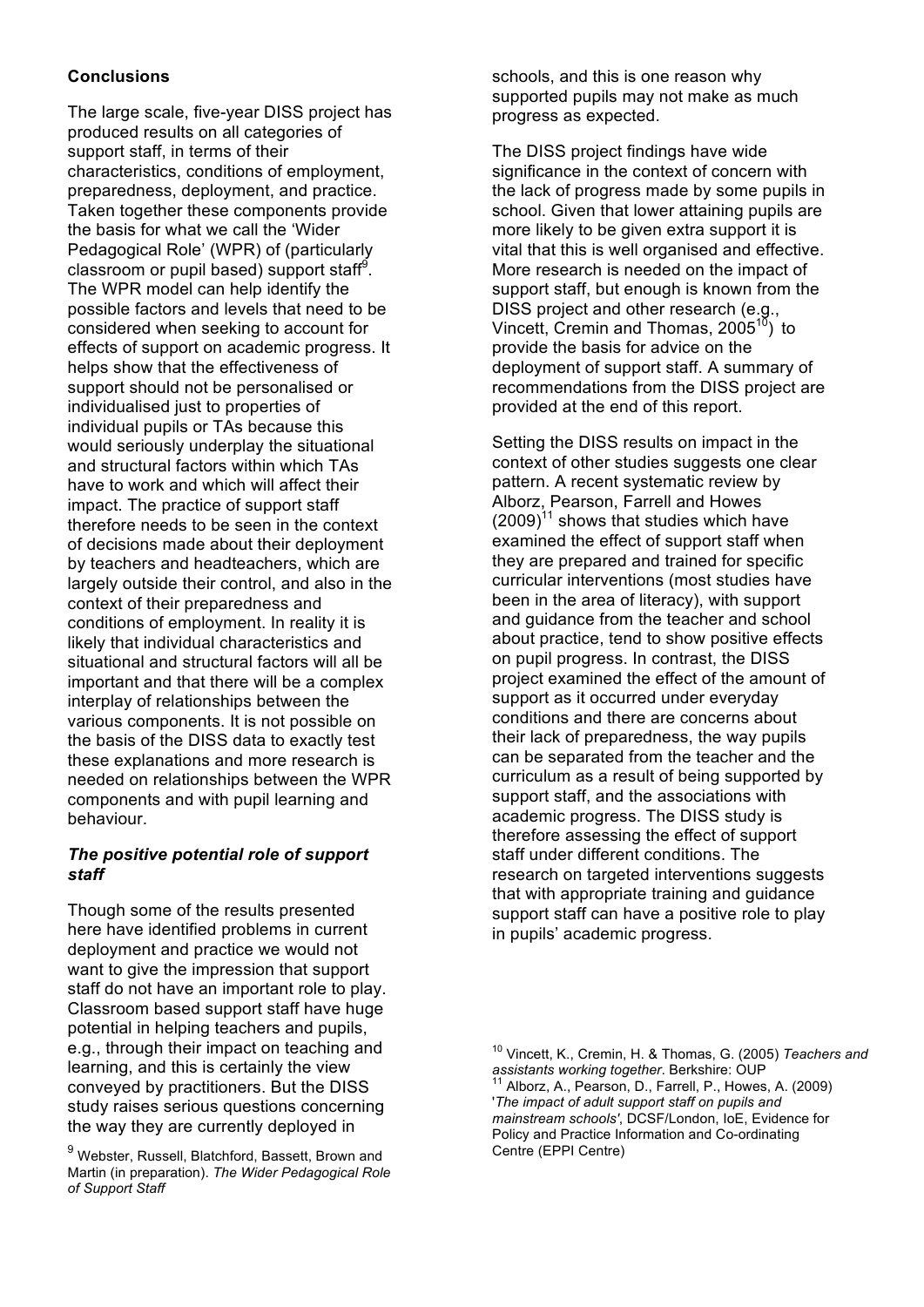## Conclusions

The large scale, five-year DISS project has produced results on all categories of support staff, in terms of their characteristics, conditions of employment, preparedness, deployment, and practice. Taken together these components provide the basis for what we call the 'Wider Pedagogical Role' (WPR) of (particularly classroom or pupil based) support staff[9]. The WPR model can help identify the possible factors and levels that need to be considered when seeking to account for effects of support on academic progress. It helps show that the effectiveness of support should not be personalised or individualised just to properties of individual pupils or TAs because this would seriously underplay the situational and structural factors within which TAs have to work and which will affect their impact. The practice of support staff therefore needs to be seen in the context of decisions made about their deployment by teachers and headteachers, which are largely outside their control, and also in the context of their preparedness and conditions of employment. In reality it is likely that individual characteristics and situational and structural factors will all be important and that there will be a complex interplay of relationships between the various components. It is not possible on the basis of the DISS data to exactly test these explanations and more research is needed on relationships between the WPR components and with pupil learning and behaviour.

### *The positive potential role of support staff*

Though some of the results presented here have identified problems in current deployment and practice we would not want to give the impression that support staff do not have an important role to play. Classroom based support staff have huge potential in helping teachers and pupils, e.g., through their impact on teaching and learning, and this is certainly the view conveyed by practitioners. But the DISS study raises serious questions concerning the way they are currently deployed in schools, and this is one reason why supported pupils may not make as much progress as expected.

The DISS project findings have wide significance in the context of concern with the lack of progress made by some pupils in school. Given that lower attaining pupils are more likely to be given extra support it is vital that this is well organised and effective. More research is needed on the impact of support staff, but enough is known from the DISS project and other research (e.g., Vincett, Cremin and Thomas, 2005[10]) to provide the basis for advice on the deployment of support staff. A summary of recommendations from the DISS project are provided at the end of this report.

Setting the DISS results on impact in the context of other studies suggests one clear pattern. A recent systematic review by Alborz, Pearson, Farrell and Howes (2009)[11] shows that studies which have examined the effect of support staff when they are prepared and trained for specific curricular interventions (most studies have been in the area of literacy), with support and guidance from the teacher and school about practice, tend to show positive effects on pupil progress. In contrast, the DISS project examined the effect of the amount of support as it occurred under everyday conditions and there are concerns about their lack of preparedness, the way pupils can be separated from the teacher and the curriculum as a result of being supported by support staff, and the associations with academic progress. The DISS study is therefore assessing the effect of support staff under different conditions. The research on targeted interventions suggests that with appropriate training and guidance support staff can have a positive role to play in pupils' academic progress.

---

[9] Webster, Russell, Blatchford, Bassett, Brown and Martin (in preparation). *The Wider Pedagogical Role of Support Staff*

[10] Vincett, K., Cremin, H. & Thomas, G. (2005) *Teachers and assistants working together*. Berkshire: OUP

[11] Alborz, A., Pearson, D., Farrell, P., Howes, A. (2009) '*The impact of adult support staff on pupils and mainstream schools*', DCSF/London, IoE, Evidence for Policy and Practice Information and Co-ordinating Centre (EPPI Centre)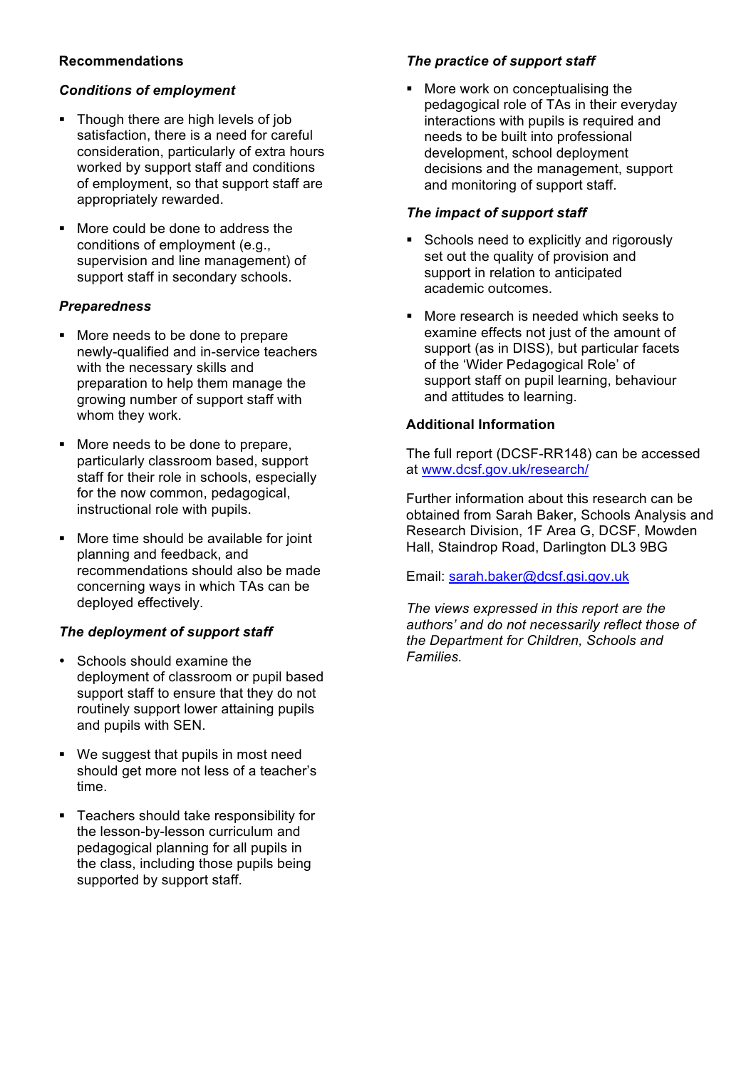## Recommendations

### *Conditions of employment*

- Though there are high levels of job satisfaction, there is a need for careful consideration, particularly of extra hours worked by support staff and conditions of employment, so that support staff are appropriately rewarded.
- More could be done to address the conditions of employment (e.g., supervision and line management) of support staff in secondary schools.

### *Preparedness*

- More needs to be done to prepare newly-qualified and in-service teachers with the necessary skills and preparation to help them manage the growing number of support staff with whom they work.
- More needs to be done to prepare, particularly classroom based, support staff for their role in schools, especially for the now common, pedagogical, instructional role with pupils.
- More time should be available for joint planning and feedback, and recommendations should also be made concerning ways in which TAs can be deployed effectively.

### *The deployment of support staff*

- Schools should examine the deployment of classroom or pupil based support staff to ensure that they do not routinely support lower attaining pupils and pupils with SEN.
- We suggest that pupils in most need should get more not less of a teacher's time.
- Teachers should take responsibility for the lesson-by-lesson curriculum and pedagogical planning for all pupils in the class, including those pupils being supported by support staff.

### *The practice of support staff*

- More work on conceptualising the pedagogical role of TAs in their everyday interactions with pupils is required and needs to be built into professional development, school deployment decisions and the management, support and monitoring of support staff.

### *The impact of support staff*

- Schools need to explicitly and rigorously set out the quality of provision and support in relation to anticipated academic outcomes.
- More research is needed which seeks to examine effects not just of the amount of support (as in DISS), but particular facets of the 'Wider Pedagogical Role' of support staff on pupil learning, behaviour and attitudes to learning.

## Additional Information

The full report (DCSF-RR148) can be accessed at [www.dcsf.gov.uk/research/](www.dcsf.gov.uk/research/)

Further information about this research can be obtained from Sarah Baker, Schools Analysis and Research Division, 1F Area G, DCSF, Mowden Hall, Staindrop Road, Darlington DL3 9BG

Email: [sarah.baker@dcsf.gsi.gov.uk](mailto:sarah.baker@dcsf.gsi.gov.uk)

*The views expressed in this report are the authors' and do not necessarily reflect those of the Department for Children, Schools and Families.*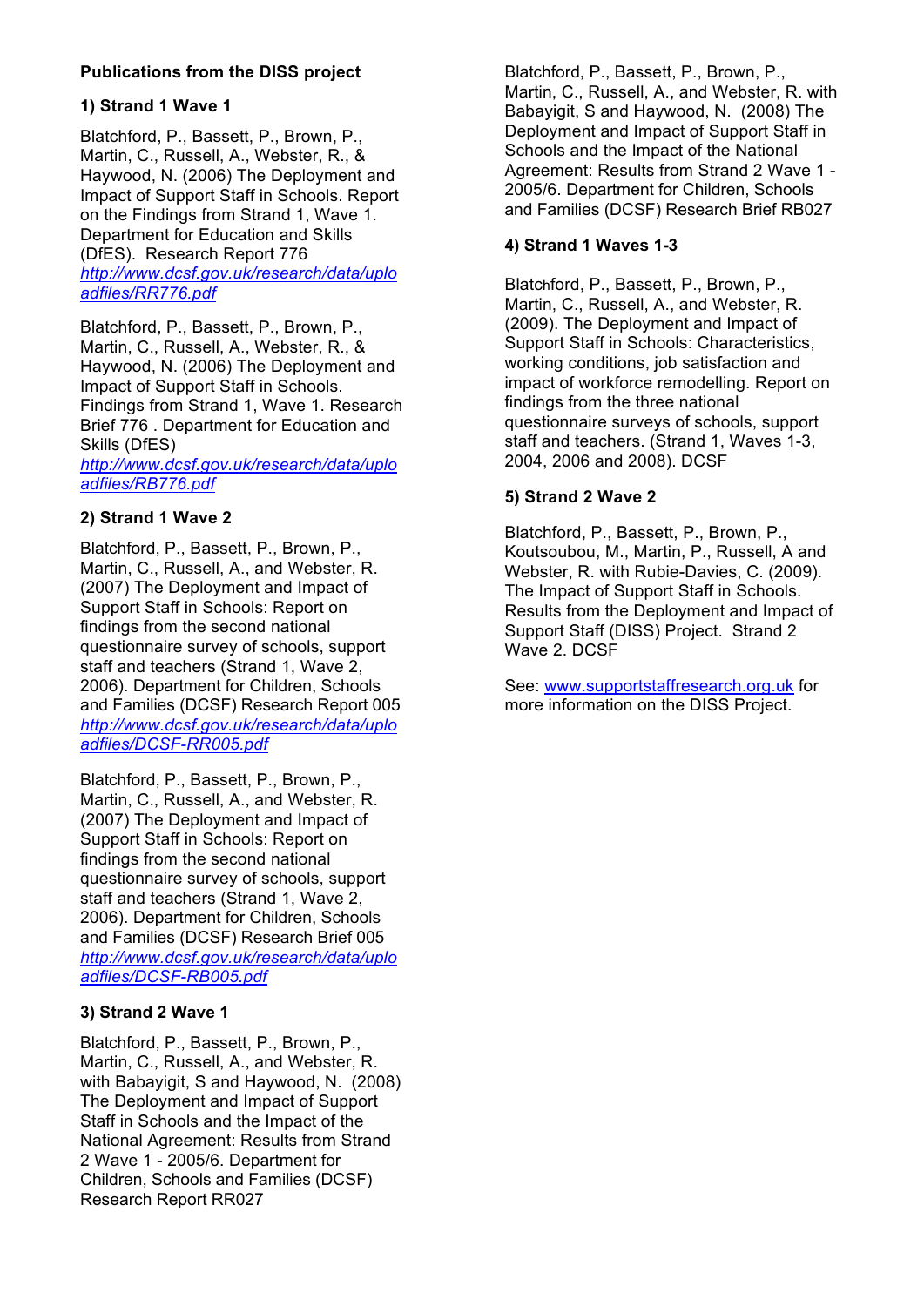**Publications from the DISS project**

**1) Strand 1 Wave 1**

Blatchford, P., Bassett, P., Brown, P., Martin, C., Russell, A., Webster, R., & Haywood, N. (2006) The Deployment and Impact of Support Staff in Schools. Report on the Findings from Strand 1, Wave 1. Department for Education and Skills (DfES). Research Report 776 *http://www.dcsf.gov.uk/research/data/uploadfiles/RR776.pdf*

Blatchford, P., Bassett, P., Brown, P., Martin, C., Russell, A., Webster, R., & Haywood, N. (2006) The Deployment and Impact of Support Staff in Schools. Findings from Strand 1, Wave 1. Research Brief 776 . Department for Education and Skills (DfES) *http://www.dcsf.gov.uk/research/data/uploadfiles/RB776.pdf*

**2) Strand 1 Wave 2**

Blatchford, P., Bassett, P., Brown, P., Martin, C., Russell, A., and Webster, R. (2007) The Deployment and Impact of Support Staff in Schools: Report on findings from the second national questionnaire survey of schools, support staff and teachers (Strand 1, Wave 2, 2006). Department for Children, Schools and Families (DCSF) Research Report 005 *http://www.dcsf.gov.uk/research/data/uploadfiles/DCSF-RR005.pdf*

Blatchford, P., Bassett, P., Brown, P., Martin, C., Russell, A., and Webster, R. (2007) The Deployment and Impact of Support Staff in Schools: Report on findings from the second national questionnaire survey of schools, support staff and teachers (Strand 1, Wave 2, 2006). Department for Children, Schools and Families (DCSF) Research Brief 005 *http://www.dcsf.gov.uk/research/data/uploadfiles/DCSF-RB005.pdf*

**3) Strand 2 Wave 1**

Blatchford, P., Bassett, P., Brown, P., Martin, C., Russell, A., and Webster, R. with Babayigit, S and Haywood, N. (2008) The Deployment and Impact of Support Staff in Schools and the Impact of the National Agreement: Results from Strand 2 Wave 1 - 2005/6. Department for Children, Schools and Families (DCSF) Research Report RR027

Blatchford, P., Bassett, P., Brown, P., Martin, C., Russell, A., and Webster, R. with Babayigit, S and Haywood, N. (2008) The Deployment and Impact of Support Staff in Schools and the Impact of the National Agreement: Results from Strand 2 Wave 1 - 2005/6. Department for Children, Schools and Families (DCSF) Research Brief RB027

**4) Strand 1 Waves 1-3**

Blatchford, P., Bassett, P., Brown, P., Martin, C., Russell, A., and Webster, R. (2009). The Deployment and Impact of Support Staff in Schools: Characteristics, working conditions, job satisfaction and impact of workforce remodelling. Report on findings from the three national questionnaire surveys of schools, support staff and teachers. (Strand 1, Waves 1-3, 2004, 2006 and 2008). DCSF

**5) Strand 2 Wave 2**

Blatchford, P., Bassett, P., Brown, P., Koutsoubou, M., Martin, P., Russell, A and Webster, R. with Rubie-Davies, C. (2009). The Impact of Support Staff in Schools. Results from the Deployment and Impact of Support Staff (DISS) Project. Strand 2 Wave 2. DCSF

See: www.supportstaffresearch.org.uk for more information on the DISS Project.